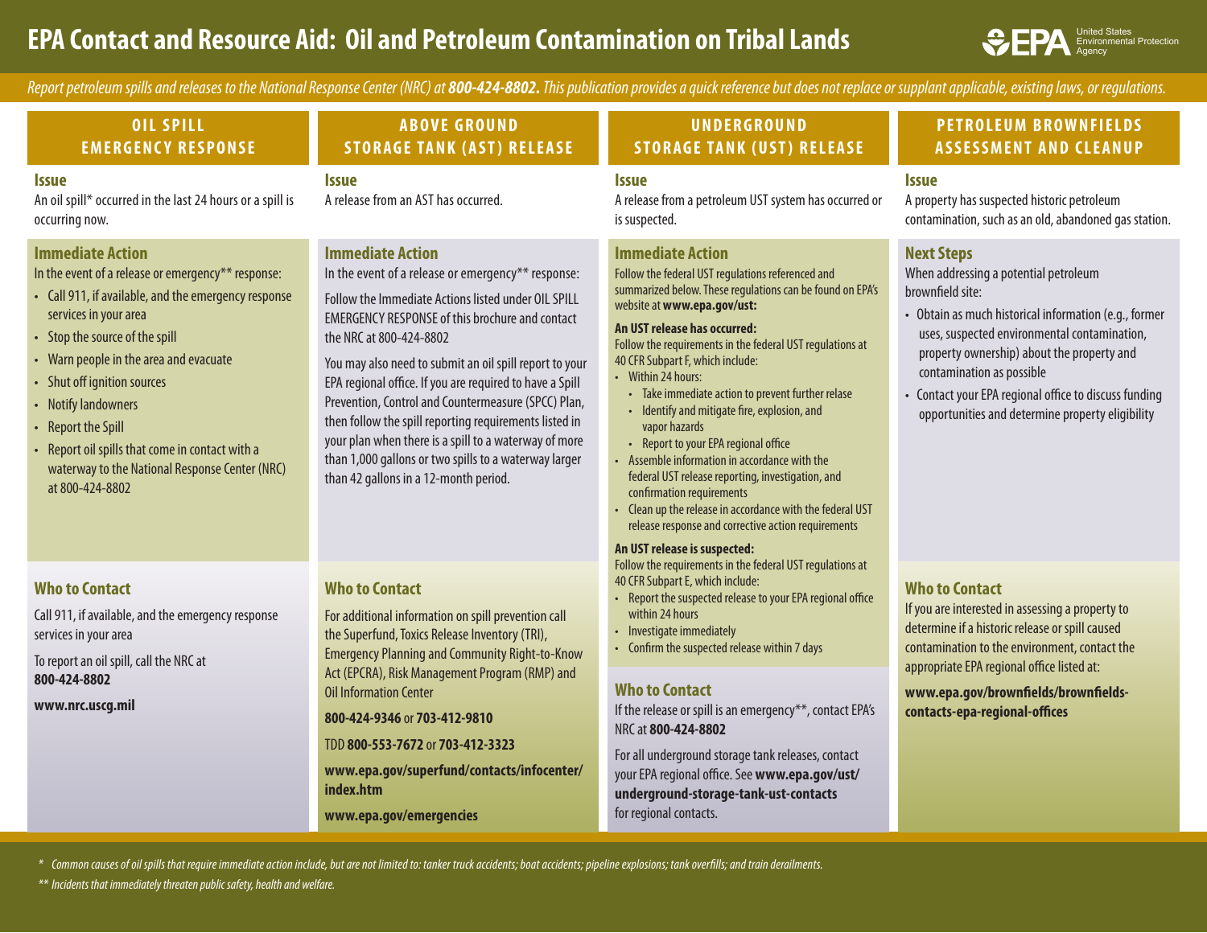# EPA Contact and Resource Aid: Oil and Petroleum Contamination on Tribal Lands

United States Environmental Protection Agency

*Report petroleum spills and releases to the National Response Center (NRC) at **800-424-8802**. This publication provides a quick reference but does not replace or supplant applicable, existing laws, or regulations.*

## OIL SPILL EMERGENCY RESPONSE

### Issue

An oil spill* occurred in the last 24 hours or a spill is occurring now.

### Immediate Action

In the event of a release or emergency** response:

- Call 911, if available, and the emergency response services in your area
- Stop the source of the spill
- Warn people in the area and evacuate
- Shut off ignition sources
- Notify landowners
- Report the Spill
- Report oil spills that come in contact with a waterway to the National Response Center (NRC) at 800-424-8802

### Who to Contact

Call 911, if available, and the emergency response services in your area

To report an oil spill, call the NRC at **800-424-8802**

**www.nrc.uscg.mil**

## ABOVE GROUND STORAGE TANK (AST) RELEASE

### Issue

A release from an AST has occurred.

### Immediate Action

In the event of a release or emergency** response:

Follow the Immediate Actions listed under OIL SPILL EMERGENCY RESPONSE of this brochure and contact the NRC at 800-424-8802

You may also need to submit an oil spill report to your EPA regional office. If you are required to have a Spill Prevention, Control and Countermeasure (SPCC) Plan, then follow the spill reporting requirements listed in your plan when there is a spill to a waterway of more than 1,000 gallons or two spills to a waterway larger than 42 gallons in a 12-month period.

### Who to Contact

For additional information on spill prevention call the Superfund, Toxics Release Inventory (TRI), Emergency Planning and Community Right-to-Know Act (EPCRA), Risk Management Program (RMP) and Oil Information Center

**800-424-9346** or **703-412-9810**

TDD **800-553-7672** or **703-412-3323**

**www.epa.gov/superfund/contacts/infocenter/index.htm**

**www.epa.gov/emergencies**

## UNDERGROUND STORAGE TANK (UST) RELEASE

### Issue

A release from a petroleum UST system has occurred or is suspected.

### Immediate Action

Follow the federal UST regulations referenced and summarized below. These regulations can be found on EPA's website at **www.epa.gov/ust:**

**An UST release has occurred:**

Follow the requirements in the federal UST regulations at 40 CFR Subpart F, which include:

- Within 24 hours:
  - Take immediate action to prevent further release
  - Identify and mitigate fire, explosion, and vapor hazards
  - Report to your EPA regional office
- Assemble information in accordance with the federal UST release reporting, investigation, and confirmation requirements
- Clean up the release in accordance with the federal UST release response and corrective action requirements

**An UST release is suspected:**

Follow the requirements in the federal UST regulations at 40 CFR Subpart E, which include:

- Report the suspected release to your EPA regional office within 24 hours
- Investigate immediately
- Confirm the suspected release within 7 days

### Who to Contact

If the release or spill is an emergency**, contact EPA's NRC at **800-424-8802**

For all underground storage tank releases, contact your EPA regional office. See **www.epa.gov/ust/underground-storage-tank-ust-contacts** for regional contacts.

## PETROLEUM BROWNFIELDS ASSESSMENT AND CLEANUP

### Issue

A property has suspected historic petroleum contamination, such as an old, abandoned gas station.

### Next Steps

When addressing a potential petroleum brownfield site:

- Obtain as much historical information (e.g., former uses, suspected environmental contamination, property ownership) about the property and contamination as possible
- Contact your EPA regional office to discuss funding opportunities and determine property eligibility

### Who to Contact

If you are interested in assessing a property to determine if a historic release or spill caused contamination to the environment, contact the appropriate EPA regional office listed at:

**www.epa.gov/brownfields/brownfields-contacts-epa-regional-offices**

---

*\* Common causes of oil spills that require immediate action include, but are not limited to: tanker truck accidents; boat accidents; pipeline explosions; tank overfills; and train derailments.*

*\*\* Incidents that immediately threaten public safety, health and welfare.*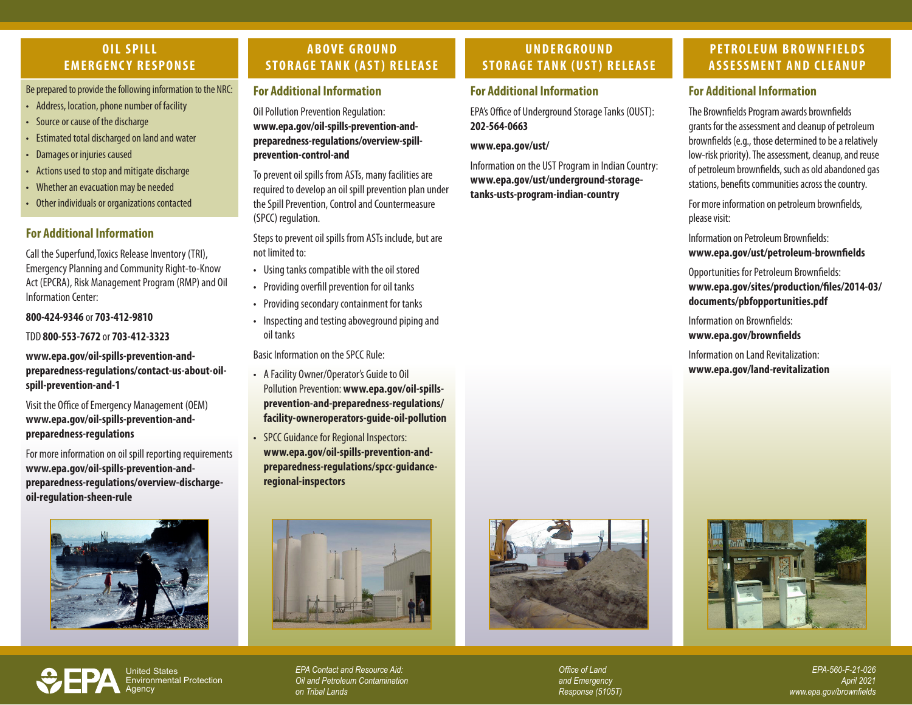## OIL SPILL EMERGENCY RESPONSE

Be prepared to provide the following information to the NRC:

- Address, location, phone number of facility
- Source or cause of the discharge
- Estimated total discharged on land and water
- Damages or injuries caused
- Actions used to stop and mitigate discharge
- Whether an evacuation may be needed
- Other individuals or organizations contacted

### For Additional Information

Call the Superfund,Toxics Release Inventory (TRI), Emergency Planning and Community Right-to-Know Act (EPCRA), Risk Management Program (RMP) and Oil Information Center:

**800-424-9346** or **703-412-9810**

TDD **800-553-7672** or **703-412-3323**

**www.epa.gov/oil-spills-prevention-and-preparedness-regulations/contact-us-about-oil-spill-prevention-and-1**

Visit the Office of Emergency Management (OEM) **www.epa.gov/oil-spills-prevention-and-preparedness-regulations**

For more information on oil spill reporting requirements **www.epa.gov/oil-spills-prevention-and-preparedness-regulations/overview-discharge-oil-regulation-sheen-rule**

## ABOVE GROUND STORAGE TANK (AST) RELEASE

### For Additional Information

Oil Pollution Prevention Regulation: **www.epa.gov/oil-spills-prevention-and-preparedness-regulations/overview-spill-prevention-control-and**

To prevent oil spills from ASTs, many facilities are required to develop an oil spill prevention plan under the Spill Prevention, Control and Countermeasure (SPCC) regulation.

Steps to prevent oil spills from ASTs include, but are not limited to:

- Using tanks compatible with the oil stored
- Providing overfill prevention for oil tanks
- Providing secondary containment for tanks
- Inspecting and testing aboveground piping and oil tanks

Basic Information on the SPCC Rule:

- A Facility Owner/Operator's Guide to Oil Pollution Prevention: **www.epa.gov/oil-spills-prevention-and-preparedness-regulations/facility-owneroperators-guide-oil-pollution**
- SPCC Guidance for Regional Inspectors: **www.epa.gov/oil-spills-prevention-and-preparedness-regulations/spcc-guidance-regional-inspectors**

## UNDERGROUND STORAGE TANK (UST) RELEASE

### For Additional Information

EPA's Office of Underground Storage Tanks (OUST): **202-564-0663**

**www.epa.gov/ust/**

Information on the UST Program in Indian Country: **www.epa.gov/ust/underground-storage-tanks-usts-program-indian-country**

## PETROLEUM BROWNFIELDS ASSESSMENT AND CLEANUP

### For Additional Information

The Brownfields Program awards brownfields grants for the assessment and cleanup of petroleum brownfields (e.g., those determined to be a relatively low-risk priority). The assessment, cleanup, and reuse of petroleum brownfields, such as old abandoned gas stations, benefits communities across the country.

For more information on petroleum brownfields, please visit:

Information on Petroleum Brownfields: **www.epa.gov/ust/petroleum-brownfields**

Opportunities for Petroleum Brownfields: **www.epa.gov/sites/production/files/2014-03/documents/pbfopportunities.pdf**

Information on Brownfields: **www.epa.gov/brownfields**

Information on Land Revitalization: **www.epa.gov/land-revitalization**

EPA United States Environmental Protection Agency

*EPA Contact and Resource Aid: Oil and Petroleum Contamination on Tribal Lands*

*Office of Land and Emergency Response (5105T)*

*EPA-560-F-21-026*
*April 2021*
*www.epa.gov/brownfields*